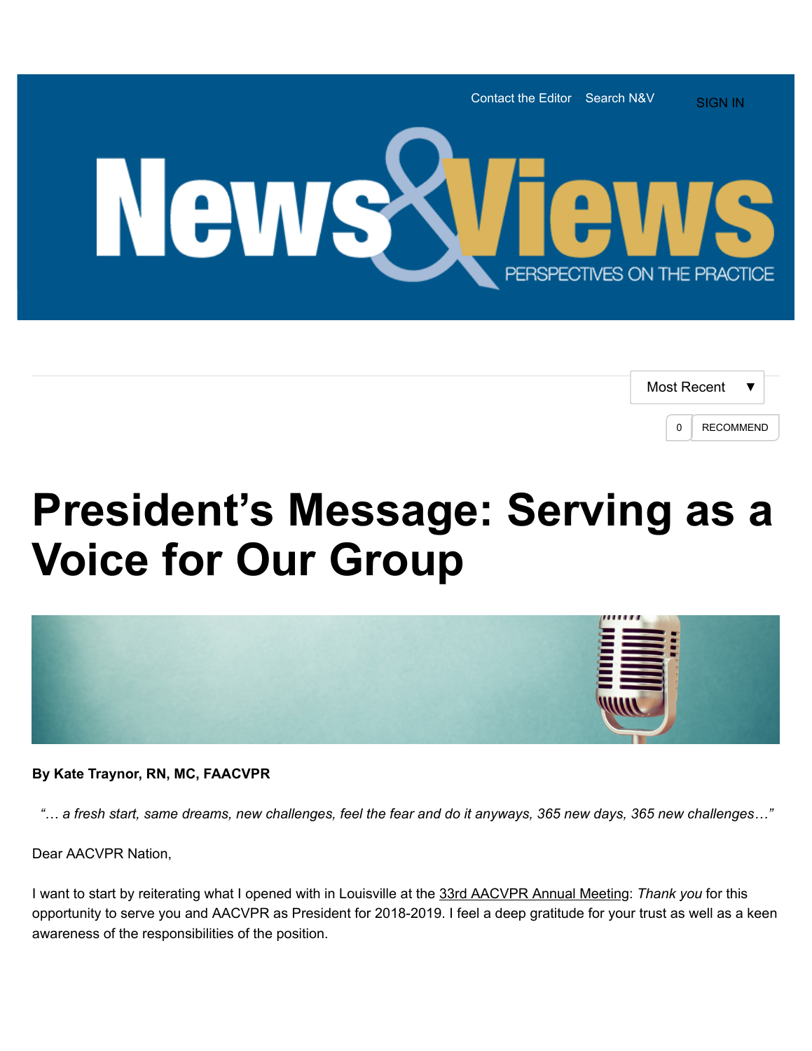# President's Message: Serving as a Voice for Our Group

**By Kate Traynor, RN, MC, FAACVPR**

*"… a fresh start, same dreams, new challenges, feel the fear and do it anyways, 365 new days, 365 new challenges…"*

Dear AACVPR Nation,

I want to start by reiterating what I opened with in Louisville at the 33rd AACVPR Annual Meeting: *Thank you* for this opportunity to serve you and AACVPR as President for 2018-2019. I feel a deep gratitude for your trust as well as a keen awareness of the responsibilities of the position.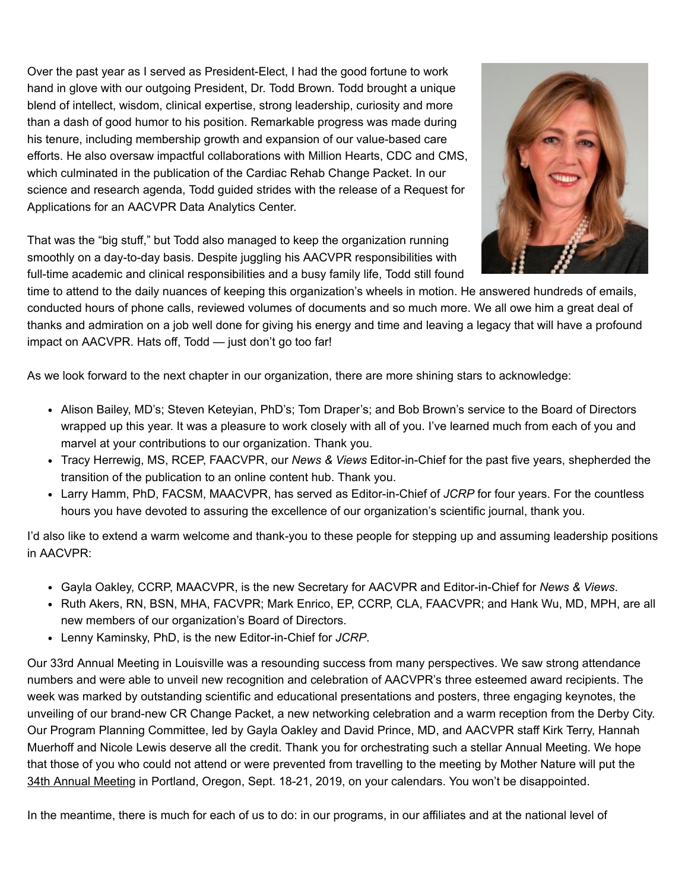Over the past year as I served as President-Elect, I had the good fortune to work hand in glove with our outgoing President, Dr. Todd Brown. Todd brought a unique blend of intellect, wisdom, clinical expertise, strong leadership, curiosity and more than a dash of good humor to his position. Remarkable progress was made during his tenure, including membership growth and expansion of our value-based care efforts. He also oversaw impactful collaborations with Million Hearts, CDC and CMS, which culminated in the publication of the Cardiac Rehab Change Packet. In our science and research agenda, Todd guided strides with the release of a Request for Applications for an AACVPR Data Analytics Center.

That was the "big stuff," but Todd also managed to keep the organization running smoothly on a day-to-day basis. Despite juggling his AACVPR responsibilities with full-time academic and clinical responsibilities and a busy family life, Todd still found time to attend to the daily nuances of keeping this organization's wheels in motion. He answered hundreds of emails, conducted hours of phone calls, reviewed volumes of documents and so much more. We all owe him a great deal of thanks and admiration on a job well done for giving his energy and time and leaving a legacy that will have a profound impact on AACVPR. Hats off, Todd — just don't go too far!

As we look forward to the next chapter in our organization, there are more shining stars to acknowledge:

- Alison Bailey, MD's; Steven Keteyian, PhD's; Tom Draper's; and Bob Brown's service to the Board of Directors wrapped up this year. It was a pleasure to work closely with all of you. I've learned much from each of you and marvel at your contributions to our organization. Thank you.
- Tracy Herrewig, MS, RCEP, FAACVPR, our *News & Views* Editor-in-Chief for the past five years, shepherded the transition of the publication to an online content hub. Thank you.
- Larry Hamm, PhD, FACSM, MAACVPR, has served as Editor-in-Chief of *JCRP* for four years. For the countless hours you have devoted to assuring the excellence of our organization's scientific journal, thank you.

I'd also like to extend a warm welcome and thank-you to these people for stepping up and assuming leadership positions in AACVPR:

- Gayla Oakley, CCRP, MAACVPR, is the new Secretary for AACVPR and Editor-in-Chief for *News & Views*.
- Ruth Akers, RN, BSN, MHA, FACVPR; Mark Enrico, EP, CCRP, CLA, FAACVPR; and Hank Wu, MD, MPH, are all new members of our organization's Board of Directors.
- Lenny Kaminsky, PhD, is the new Editor-in-Chief for *JCRP*.

Our 33rd Annual Meeting in Louisville was a resounding success from many perspectives. We saw strong attendance numbers and were able to unveil new recognition and celebration of AACVPR's three esteemed award recipients. The week was marked by outstanding scientific and educational presentations and posters, three engaging keynotes, the unveiling of our brand-new CR Change Packet, a new networking celebration and a warm reception from the Derby City. Our Program Planning Committee, led by Gayla Oakley and David Prince, MD, and AACVPR staff Kirk Terry, Hannah Muerhoff and Nicole Lewis deserve all the credit. Thank you for orchestrating such a stellar Annual Meeting. We hope that those of you who could not attend or were prevented from travelling to the meeting by Mother Nature will put the 34th Annual Meeting in Portland, Oregon, Sept. 18-21, 2019, on your calendars. You won't be disappointed.

In the meantime, there is much for each of us to do: in our programs, in our affiliates and at the national level of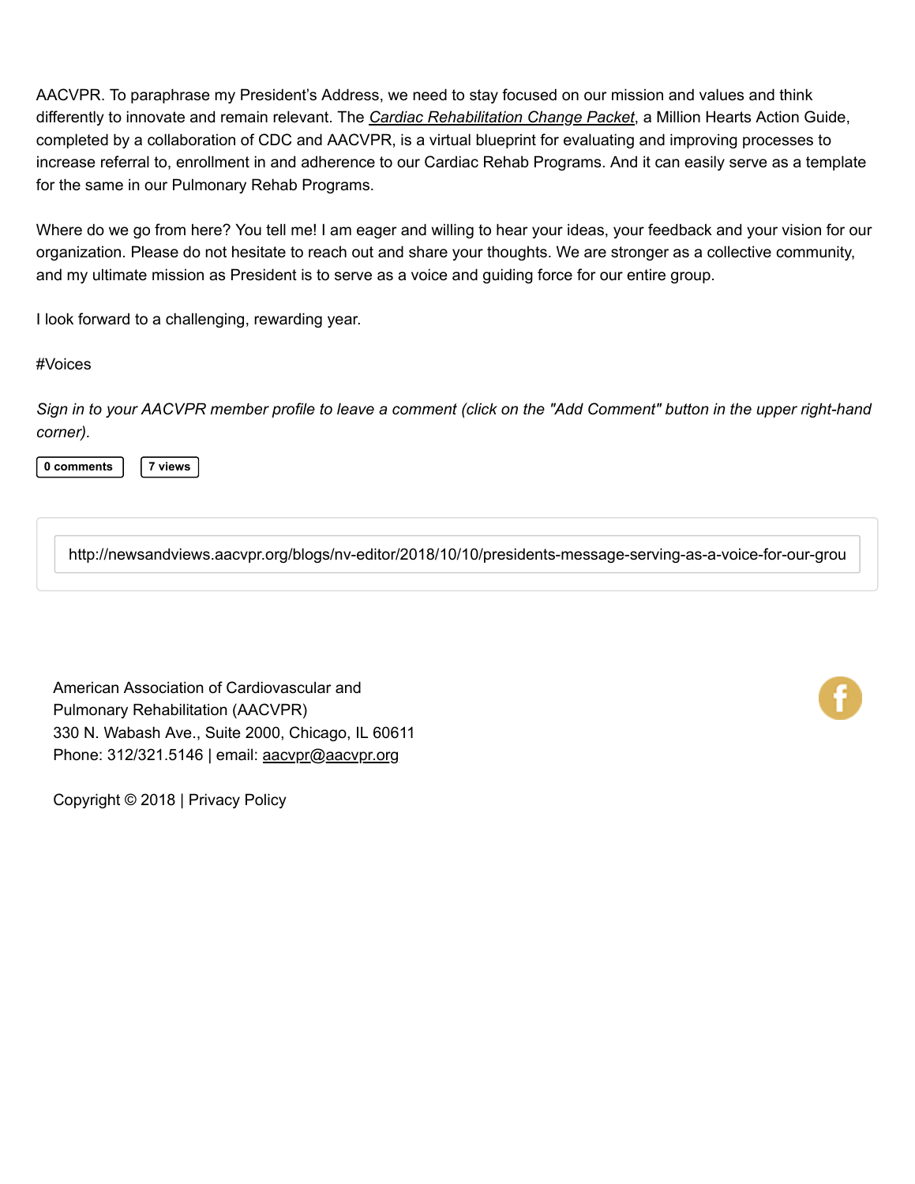AACVPR. To paraphrase my President's Address, we need to stay focused on our mission and values and think differently to innovate and remain relevant. The *Cardiac Rehabilitation Change Packet*, a Million Hearts Action Guide, completed by a collaboration of CDC and AACVPR, is a virtual blueprint for evaluating and improving processes to increase referral to, enrollment in and adherence to our Cardiac Rehab Programs. And it can easily serve as a template for the same in our Pulmonary Rehab Programs.

Where do we go from here? You tell me! I am eager and willing to hear your ideas, your feedback and your vision for our organization. Please do not hesitate to reach out and share your thoughts. We are stronger as a collective community, and my ultimate mission as President is to serve as a voice and guiding force for our entire group.

I look forward to a challenging, rewarding year.

#Voices

*Sign in to your AACVPR member profile to leave a comment (click on the "Add Comment" button in the upper right-hand corner).*

**0 comments** **7 views**

http://newsandviews.aacvpr.org/blogs/nv-editor/2018/10/10/presidents-message-serving-as-a-voice-for-our-grou

American Association of Cardiovascular and Pulmonary Rehabilitation (AACVPR)
330 N. Wabash Ave., Suite 2000, Chicago, IL 60611
Phone: 312/321.5146 | email: aacvpr@aacvpr.org

Copyright © 2018 | Privacy Policy